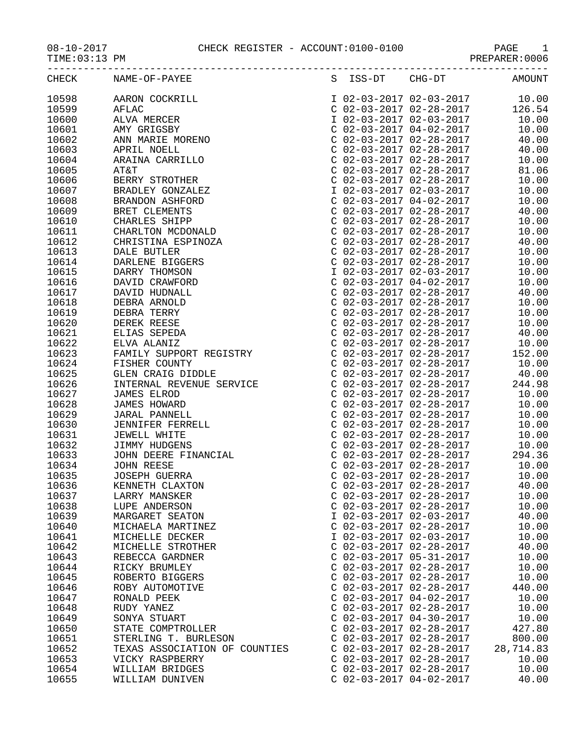08-10-2017 CHECK REGISTER - ACCOUNT:0100-0100

TIME:03:13 PM PREPARER:0006

| CHECK | NAME-OF-PAYEE | S | ISS-DT | CHG-DT | AMOUNT |
|---|---|---|---|---|---|
| 10598 | AARON COCKRILL | I | 02-03-2017 | 02-03-2017 | 10.00 |
| 10599 | AFLAC | C | 02-03-2017 | 02-28-2017 | 126.54 |
| 10600 | ALVA MERCER | I | 02-03-2017 | 02-03-2017 | 10.00 |
| 10601 | AMY GRIGSBY | C | 02-03-2017 | 04-02-2017 | 10.00 |
| 10602 | ANN MARIE MORENO | C | 02-03-2017 | 02-28-2017 | 40.00 |
| 10603 | APRIL NOELL | C | 02-03-2017 | 02-28-2017 | 40.00 |
| 10604 | ARAINA CARRILLO | C | 02-03-2017 | 02-28-2017 | 10.00 |
| 10605 | AT&T | C | 02-03-2017 | 02-28-2017 | 81.06 |
| 10606 | BERRY STROTHER | C | 02-03-2017 | 02-28-2017 | 10.00 |
| 10607 | BRADLEY GONZALEZ | I | 02-03-2017 | 02-03-2017 | 10.00 |
| 10608 | BRANDON ASHFORD | C | 02-03-2017 | 04-02-2017 | 10.00 |
| 10609 | BRET CLEMENTS | C | 02-03-2017 | 02-28-2017 | 40.00 |
| 10610 | CHARLES SHIPP | C | 02-03-2017 | 02-28-2017 | 10.00 |
| 10611 | CHARLTON MCDONALD | C | 02-03-2017 | 02-28-2017 | 10.00 |
| 10612 | CHRISTINA ESPINOZA | C | 02-03-2017 | 02-28-2017 | 40.00 |
| 10613 | DALE BUTLER | C | 02-03-2017 | 02-28-2017 | 10.00 |
| 10614 | DARLENE BIGGERS | C | 02-03-2017 | 02-28-2017 | 10.00 |
| 10615 | DARRY THOMSON | I | 02-03-2017 | 02-03-2017 | 10.00 |
| 10616 | DAVID CRAWFORD | C | 02-03-2017 | 04-02-2017 | 10.00 |
| 10617 | DAVID HUDNALL | C | 02-03-2017 | 02-28-2017 | 40.00 |
| 10618 | DEBRA ARNOLD | C | 02-03-2017 | 02-28-2017 | 10.00 |
| 10619 | DEBRA TERRY | C | 02-03-2017 | 02-28-2017 | 10.00 |
| 10620 | DEREK REESE | C | 02-03-2017 | 02-28-2017 | 10.00 |
| 10621 | ELIAS SEPEDA | C | 02-03-2017 | 02-28-2017 | 40.00 |
| 10622 | ELVA ALANIZ | C | 02-03-2017 | 02-28-2017 | 10.00 |
| 10623 | FAMILY SUPPORT REGISTRY | C | 02-03-2017 | 02-28-2017 | 152.00 |
| 10624 | FISHER COUNTY | C | 02-03-2017 | 02-28-2017 | 10.00 |
| 10625 | GLEN CRAIG DIDDLE | C | 02-03-2017 | 02-28-2017 | 40.00 |
| 10626 | INTERNAL REVENUE SERVICE | C | 02-03-2017 | 02-28-2017 | 244.98 |
| 10627 | JAMES ELROD | C | 02-03-2017 | 02-28-2017 | 10.00 |
| 10628 | JAMES HOWARD | C | 02-03-2017 | 02-28-2017 | 10.00 |
| 10629 | JARAL PANNELL | C | 02-03-2017 | 02-28-2017 | 10.00 |
| 10630 | JENNIFER FERRELL | C | 02-03-2017 | 02-28-2017 | 10.00 |
| 10631 | JEWELL WHITE | C | 02-03-2017 | 02-28-2017 | 10.00 |
| 10632 | JIMMY HUDGENS | C | 02-03-2017 | 02-28-2017 | 10.00 |
| 10633 | JOHN DEERE FINANCIAL | C | 02-03-2017 | 02-28-2017 | 294.36 |
| 10634 | JOHN REESE | C | 02-03-2017 | 02-28-2017 | 10.00 |
| 10635 | JOSEPH GUERRA | C | 02-03-2017 | 02-28-2017 | 10.00 |
| 10636 | KENNETH CLAXTON | C | 02-03-2017 | 02-28-2017 | 40.00 |
| 10637 | LARRY MANSKER | C | 02-03-2017 | 02-28-2017 | 10.00 |
| 10638 | LUPE ANDERSON | C | 02-03-2017 | 02-28-2017 | 10.00 |
| 10639 | MARGARET SEATON | I | 02-03-2017 | 02-03-2017 | 40.00 |
| 10640 | MICHAELA MARTINEZ | C | 02-03-2017 | 02-28-2017 | 10.00 |
| 10641 | MICHELLE DECKER | I | 02-03-2017 | 02-03-2017 | 10.00 |
| 10642 | MICHELLE STROTHER | C | 02-03-2017 | 02-28-2017 | 40.00 |
| 10643 | REBECCA GARDNER | C | 02-03-2017 | 05-31-2017 | 10.00 |
| 10644 | RICKY BRUMLEY | C | 02-03-2017 | 02-28-2017 | 10.00 |
| 10645 | ROBERTO BIGGERS | C | 02-03-2017 | 02-28-2017 | 10.00 |
| 10646 | ROBY AUTOMOTIVE | C | 02-03-2017 | 02-28-2017 | 440.00 |
| 10647 | RONALD PEEK | C | 02-03-2017 | 04-02-2017 | 10.00 |
| 10648 | RUDY YANEZ | C | 02-03-2017 | 02-28-2017 | 10.00 |
| 10649 | SONYA STUART | C | 02-03-2017 | 04-30-2017 | 10.00 |
| 10650 | STATE COMPTROLLER | C | 02-03-2017 | 02-28-2017 | 427.80 |
| 10651 | STERLING T. BURLESON | C | 02-03-2017 | 02-28-2017 | 800.00 |
| 10652 | TEXAS ASSOCIATION OF COUNTIES | C | 02-03-2017 | 02-28-2017 | 28,714.83 |
| 10653 | VICKY RASPBERRY | C | 02-03-2017 | 02-28-2017 | 10.00 |
| 10654 | WILLIAM BRIDGES | C | 02-03-2017 | 02-28-2017 | 10.00 |
| 10655 | WILLIAM DUNIVEN | C | 02-03-2017 | 04-02-2017 | 40.00 |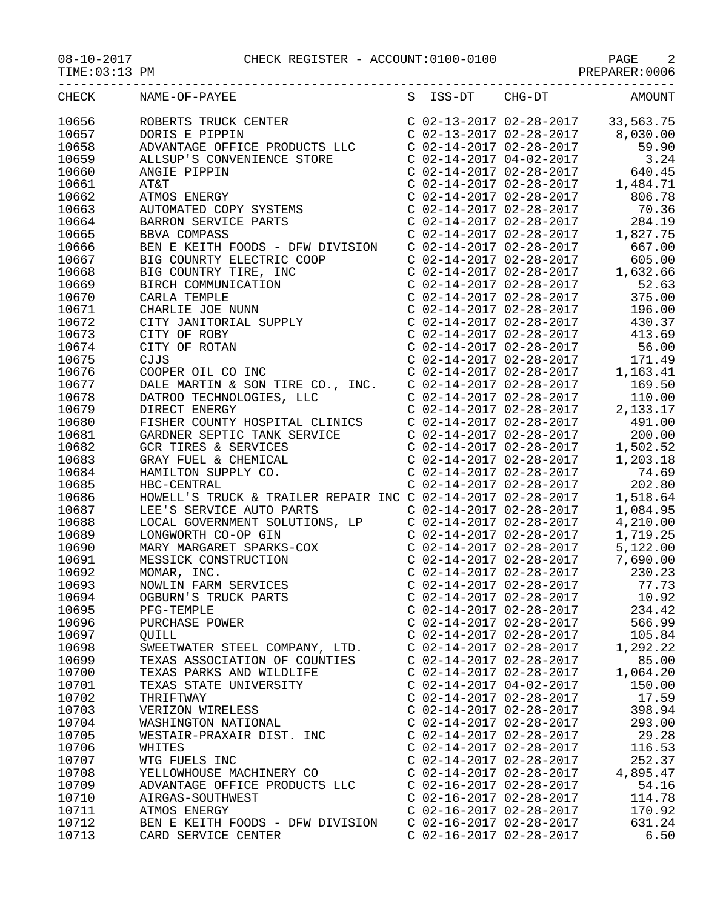CHECK REGISTER - ACCOUNT:0100-0100

08-10-2017
TIME:03:13 PM
PREPARER:0006

| CHECK | NAME-OF-PAYEE | S | ISS-DT | CHG-DT | AMOUNT |
|---|---|---|---|---|---|
| 10656 | ROBERTS TRUCK CENTER | C | 02-13-2017 | 02-28-2017 | 33,563.75 |
| 10657 | DORIS E PIPPIN | C | 02-13-2017 | 02-28-2017 | 8,030.00 |
| 10658 | ADVANTAGE OFFICE PRODUCTS LLC | C | 02-14-2017 | 02-28-2017 | 59.90 |
| 10659 | ALLSUP'S CONVENIENCE STORE | C | 02-14-2017 | 04-02-2017 | 3.24 |
| 10660 | ANGIE PIPPIN | C | 02-14-2017 | 02-28-2017 | 640.45 |
| 10661 | AT&T | C | 02-14-2017 | 02-28-2017 | 1,484.71 |
| 10662 | ATMOS ENERGY | C | 02-14-2017 | 02-28-2017 | 806.78 |
| 10663 | AUTOMATED COPY SYSTEMS | C | 02-14-2017 | 02-28-2017 | 70.36 |
| 10664 | BARRON SERVICE PARTS | C | 02-14-2017 | 02-28-2017 | 284.19 |
| 10665 | BBVA COMPASS | C | 02-14-2017 | 02-28-2017 | 1,827.75 |
| 10666 | BEN E KEITH FOODS - DFW DIVISION | C | 02-14-2017 | 02-28-2017 | 667.00 |
| 10667 | BIG COUNRTY ELECTRIC COOP | C | 02-14-2017 | 02-28-2017 | 605.00 |
| 10668 | BIG COUNTRY TIRE, INC | C | 02-14-2017 | 02-28-2017 | 1,632.66 |
| 10669 | BIRCH COMMUNICATION | C | 02-14-2017 | 02-28-2017 | 52.63 |
| 10670 | CARLA TEMPLE | C | 02-14-2017 | 02-28-2017 | 375.00 |
| 10671 | CHARLIE JOE NUNN | C | 02-14-2017 | 02-28-2017 | 196.00 |
| 10672 | CITY JANITORIAL SUPPLY | C | 02-14-2017 | 02-28-2017 | 430.37 |
| 10673 | CITY OF ROBY | C | 02-14-2017 | 02-28-2017 | 413.69 |
| 10674 | CITY OF ROTAN | C | 02-14-2017 | 02-28-2017 | 56.00 |
| 10675 | CJJS | C | 02-14-2017 | 02-28-2017 | 171.49 |
| 10676 | COOPER OIL CO INC | C | 02-14-2017 | 02-28-2017 | 1,163.41 |
| 10677 | DALE MARTIN & SON TIRE CO., INC. | C | 02-14-2017 | 02-28-2017 | 169.50 |
| 10678 | DATROO TECHNOLOGIES, LLC | C | 02-14-2017 | 02-28-2017 | 110.00 |
| 10679 | DIRECT ENERGY | C | 02-14-2017 | 02-28-2017 | 2,133.17 |
| 10680 | FISHER COUNTY HOSPITAL CLINICS | C | 02-14-2017 | 02-28-2017 | 491.00 |
| 10681 | GARDNER SEPTIC TANK SERVICE | C | 02-14-2017 | 02-28-2017 | 200.00 |
| 10682 | GCR TIRES & SERVICES | C | 02-14-2017 | 02-28-2017 | 1,502.52 |
| 10683 | GRAY FUEL & CHEMICAL | C | 02-14-2017 | 02-28-2017 | 1,203.18 |
| 10684 | HAMILTON SUPPLY CO. | C | 02-14-2017 | 02-28-2017 | 74.69 |
| 10685 | HBC-CENTRAL | C | 02-14-2017 | 02-28-2017 | 202.80 |
| 10686 | HOWELL'S TRUCK & TRAILER REPAIR INC | C | 02-14-2017 | 02-28-2017 | 1,518.64 |
| 10687 | LEE'S SERVICE AUTO PARTS | C | 02-14-2017 | 02-28-2017 | 1,084.95 |
| 10688 | LOCAL GOVERNMENT SOLUTIONS, LP | C | 02-14-2017 | 02-28-2017 | 4,210.00 |
| 10689 | LONGWORTH CO-OP GIN | C | 02-14-2017 | 02-28-2017 | 1,719.25 |
| 10690 | MARY MARGARET SPARKS-COX | C | 02-14-2017 | 02-28-2017 | 5,122.00 |
| 10691 | MESSICK CONSTRUCTION | C | 02-14-2017 | 02-28-2017 | 7,690.00 |
| 10692 | MOMAR, INC. | C | 02-14-2017 | 02-28-2017 | 230.23 |
| 10693 | NOWLIN FARM SERVICES | C | 02-14-2017 | 02-28-2017 | 77.73 |
| 10694 | OGBURN'S TRUCK PARTS | C | 02-14-2017 | 02-28-2017 | 10.92 |
| 10695 | PFG-TEMPLE | C | 02-14-2017 | 02-28-2017 | 234.42 |
| 10696 | PURCHASE POWER | C | 02-14-2017 | 02-28-2017 | 566.99 |
| 10697 | QUILL | C | 02-14-2017 | 02-28-2017 | 105.84 |
| 10698 | SWEETWATER STEEL COMPANY, LTD. | C | 02-14-2017 | 02-28-2017 | 1,292.22 |
| 10699 | TEXAS ASSOCIATION OF COUNTIES | C | 02-14-2017 | 02-28-2017 | 85.00 |
| 10700 | TEXAS PARKS AND WILDLIFE | C | 02-14-2017 | 02-28-2017 | 1,064.20 |
| 10701 | TEXAS STATE UNIVERSITY | C | 02-14-2017 | 04-02-2017 | 150.00 |
| 10702 | THRIFTWAY | C | 02-14-2017 | 02-28-2017 | 17.59 |
| 10703 | VERIZON WIRELESS | C | 02-14-2017 | 02-28-2017 | 398.94 |
| 10704 | WASHINGTON NATIONAL | C | 02-14-2017 | 02-28-2017 | 293.00 |
| 10705 | WESTAIR-PRAXAIR DIST. INC | C | 02-14-2017 | 02-28-2017 | 29.28 |
| 10706 | WHITES | C | 02-14-2017 | 02-28-2017 | 116.53 |
| 10707 | WTG FUELS INC | C | 02-14-2017 | 02-28-2017 | 252.37 |
| 10708 | YELLOWHOUSE MACHINERY CO | C | 02-14-2017 | 02-28-2017 | 4,895.47 |
| 10709 | ADVANTAGE OFFICE PRODUCTS LLC | C | 02-16-2017 | 02-28-2017 | 54.16 |
| 10710 | AIRGAS-SOUTHWEST | C | 02-16-2017 | 02-28-2017 | 114.78 |
| 10711 | ATMOS ENERGY | C | 02-16-2017 | 02-28-2017 | 170.92 |
| 10712 | BEN E KEITH FOODS - DFW DIVISION | C | 02-16-2017 | 02-28-2017 | 631.24 |
| 10713 | CARD SERVICE CENTER | C | 02-16-2017 | 02-28-2017 | 6.50 |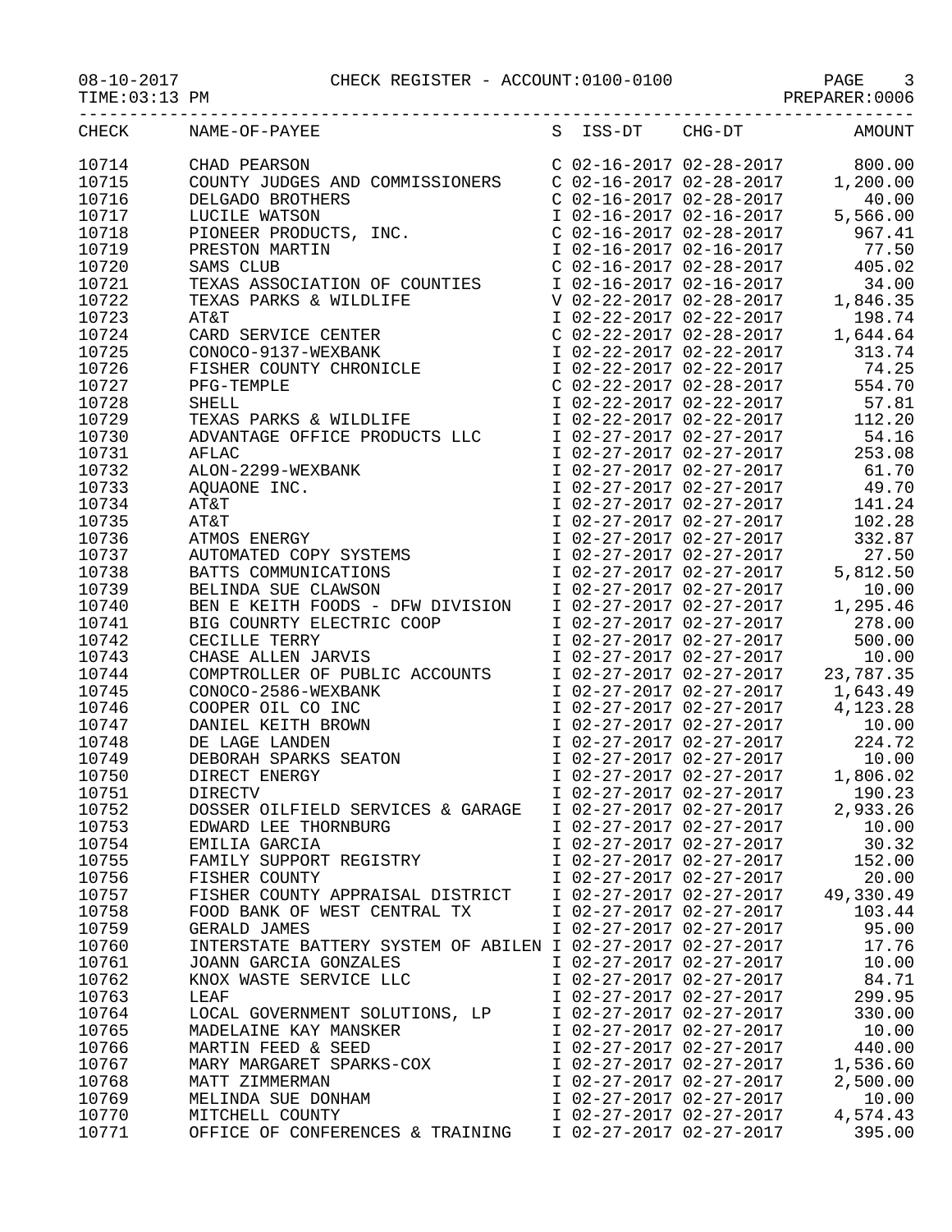08-10-2017 CHECK REGISTER - ACCOUNT:0100-0100 PAGE 3
TIME:03:13 PM PREPARER:0006

| CHECK | NAME-OF-PAYEE | S | ISS-DT | CHG-DT | AMOUNT |
|---|---|---|---|---|---|
| 10714 | CHAD PEARSON | C | 02-16-2017 | 02-28-2017 | 800.00 |
| 10715 | COUNTY JUDGES AND COMMISSIONERS | C | 02-16-2017 | 02-28-2017 | 1,200.00 |
| 10716 | DELGADO BROTHERS | C | 02-16-2017 | 02-28-2017 | 40.00 |
| 10717 | LUCILE WATSON | I | 02-16-2017 | 02-16-2017 | 5,566.00 |
| 10718 | PIONEER PRODUCTS, INC. | C | 02-16-2017 | 02-28-2017 | 967.41 |
| 10719 | PRESTON MARTIN | I | 02-16-2017 | 02-16-2017 | 77.50 |
| 10720 | SAMS CLUB | C | 02-16-2017 | 02-28-2017 | 405.02 |
| 10721 | TEXAS ASSOCIATION OF COUNTIES | I | 02-16-2017 | 02-16-2017 | 34.00 |
| 10722 | TEXAS PARKS & WILDLIFE | V | 02-22-2017 | 02-28-2017 | 1,846.35 |
| 10723 | AT&T | I | 02-22-2017 | 02-22-2017 | 198.74 |
| 10724 | CARD SERVICE CENTER | C | 02-22-2017 | 02-28-2017 | 1,644.64 |
| 10725 | CONOCO-9137-WEXBANK | I | 02-22-2017 | 02-22-2017 | 313.74 |
| 10726 | FISHER COUNTY CHRONICLE | I | 02-22-2017 | 02-22-2017 | 74.25 |
| 10727 | PFG-TEMPLE | C | 02-22-2017 | 02-28-2017 | 554.70 |
| 10728 | SHELL | I | 02-22-2017 | 02-22-2017 | 57.81 |
| 10729 | TEXAS PARKS & WILDLIFE | I | 02-22-2017 | 02-22-2017 | 112.20 |
| 10730 | ADVANTAGE OFFICE PRODUCTS LLC | I | 02-27-2017 | 02-27-2017 | 54.16 |
| 10731 | AFLAC | I | 02-27-2017 | 02-27-2017 | 253.08 |
| 10732 | ALON-2299-WEXBANK | I | 02-27-2017 | 02-27-2017 | 61.70 |
| 10733 | AQUAONE INC. | I | 02-27-2017 | 02-27-2017 | 49.70 |
| 10734 | AT&T | I | 02-27-2017 | 02-27-2017 | 141.24 |
| 10735 | AT&T | I | 02-27-2017 | 02-27-2017 | 102.28 |
| 10736 | ATMOS ENERGY | I | 02-27-2017 | 02-27-2017 | 332.87 |
| 10737 | AUTOMATED COPY SYSTEMS | I | 02-27-2017 | 02-27-2017 | 27.50 |
| 10738 | BATTS COMMUNICATIONS | I | 02-27-2017 | 02-27-2017 | 5,812.50 |
| 10739 | BELINDA SUE CLAWSON | I | 02-27-2017 | 02-27-2017 | 10.00 |
| 10740 | BEN E KEITH FOODS - DFW DIVISION | I | 02-27-2017 | 02-27-2017 | 1,295.46 |
| 10741 | BIG COUNRTY ELECTRIC COOP | I | 02-27-2017 | 02-27-2017 | 278.00 |
| 10742 | CECILLE TERRY | I | 02-27-2017 | 02-27-2017 | 500.00 |
| 10743 | CHASE ALLEN JARVIS | I | 02-27-2017 | 02-27-2017 | 10.00 |
| 10744 | COMPTROLLER OF PUBLIC ACCOUNTS | I | 02-27-2017 | 02-27-2017 | 23,787.35 |
| 10745 | CONOCO-2586-WEXBANK | I | 02-27-2017 | 02-27-2017 | 1,643.49 |
| 10746 | COOPER OIL CO INC | I | 02-27-2017 | 02-27-2017 | 4,123.28 |
| 10747 | DANIEL KEITH BROWN | I | 02-27-2017 | 02-27-2017 | 10.00 |
| 10748 | DE LAGE LANDEN | I | 02-27-2017 | 02-27-2017 | 224.72 |
| 10749 | DEBORAH SPARKS SEATON | I | 02-27-2017 | 02-27-2017 | 10.00 |
| 10750 | DIRECT ENERGY | I | 02-27-2017 | 02-27-2017 | 1,806.02 |
| 10751 | DIRECTV | I | 02-27-2017 | 02-27-2017 | 190.23 |
| 10752 | DOSSER OILFIELD SERVICES & GARAGE | I | 02-27-2017 | 02-27-2017 | 2,933.26 |
| 10753 | EDWARD LEE THORNBURG | I | 02-27-2017 | 02-27-2017 | 10.00 |
| 10754 | EMILIA GARCIA | I | 02-27-2017 | 02-27-2017 | 30.32 |
| 10755 | FAMILY SUPPORT REGISTRY | I | 02-27-2017 | 02-27-2017 | 152.00 |
| 10756 | FISHER COUNTY | I | 02-27-2017 | 02-27-2017 | 20.00 |
| 10757 | FISHER COUNTY APPRAISAL DISTRICT | I | 02-27-2017 | 02-27-2017 | 49,330.49 |
| 10758 | FOOD BANK OF WEST CENTRAL TX | I | 02-27-2017 | 02-27-2017 | 103.44 |
| 10759 | GERALD JAMES | I | 02-27-2017 | 02-27-2017 | 95.00 |
| 10760 | INTERSTATE BATTERY SYSTEM OF ABILEN | I | 02-27-2017 | 02-27-2017 | 17.76 |
| 10761 | JOANN GARCIA GONZALES | I | 02-27-2017 | 02-27-2017 | 10.00 |
| 10762 | KNOX WASTE SERVICE LLC | I | 02-27-2017 | 02-27-2017 | 84.71 |
| 10763 | LEAF | I | 02-27-2017 | 02-27-2017 | 299.95 |
| 10764 | LOCAL GOVERNMENT SOLUTIONS, LP | I | 02-27-2017 | 02-27-2017 | 330.00 |
| 10765 | MADELAINE KAY MANSKER | I | 02-27-2017 | 02-27-2017 | 10.00 |
| 10766 | MARTIN FEED & SEED | I | 02-27-2017 | 02-27-2017 | 440.00 |
| 10767 | MARY MARGARET SPARKS-COX | I | 02-27-2017 | 02-27-2017 | 1,536.60 |
| 10768 | MATT ZIMMERMAN | I | 02-27-2017 | 02-27-2017 | 2,500.00 |
| 10769 | MELINDA SUE DONHAM | I | 02-27-2017 | 02-27-2017 | 10.00 |
| 10770 | MITCHELL COUNTY | I | 02-27-2017 | 02-27-2017 | 4,574.43 |
| 10771 | OFFICE OF CONFERENCES & TRAINING | I | 02-27-2017 | 02-27-2017 | 395.00 |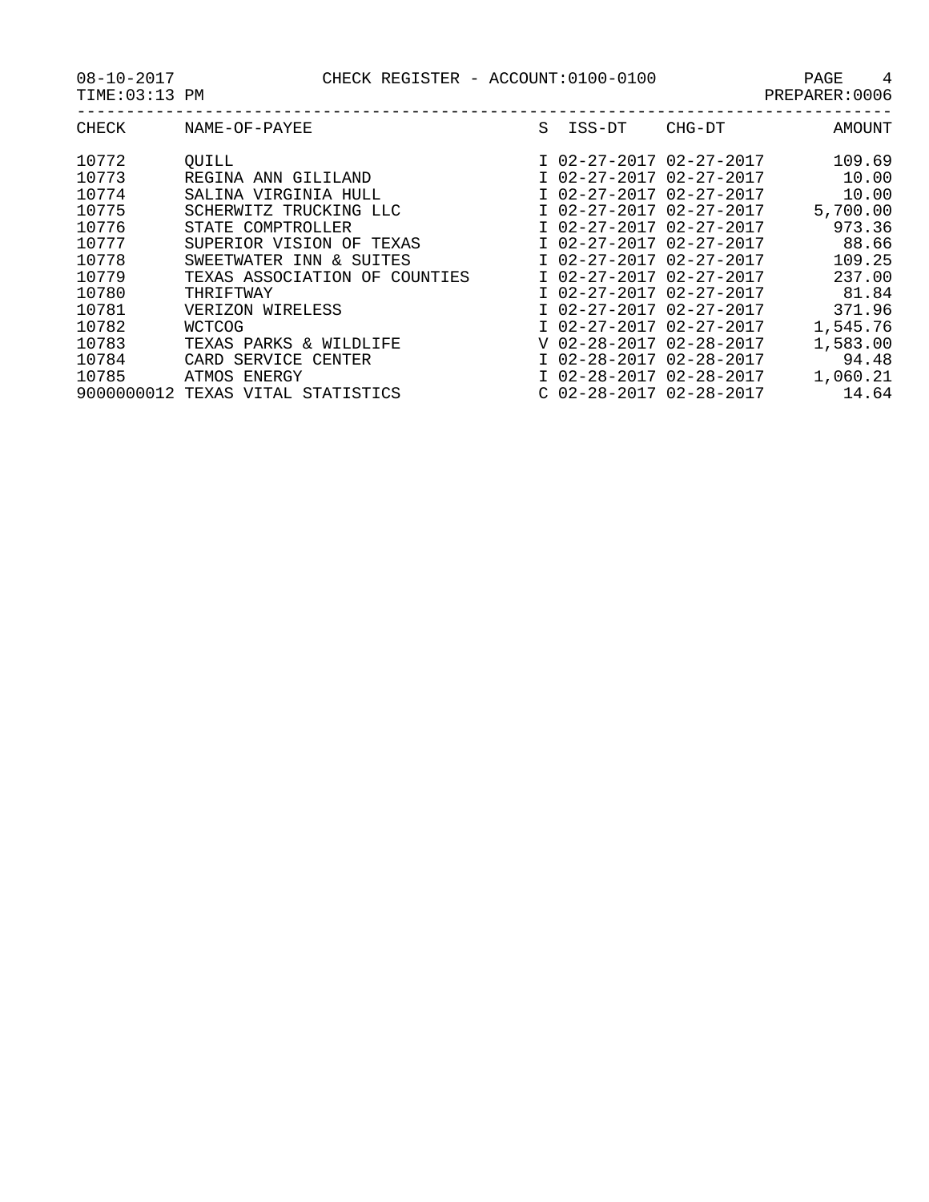CHECK REGISTER - ACCOUNT:0100-0100

08-10-2017
TIME:03:13 PM
PREPARER:0006

| CHECK | NAME-OF-PAYEE | S | ISS-DT | CHG-DT | AMOUNT |
|---|---|---|---|---|---|
| 10772 | QUILL | I | 02-27-2017 | 02-27-2017 | 109.69 |
| 10773 | REGINA ANN GILILAND | I | 02-27-2017 | 02-27-2017 | 10.00 |
| 10774 | SALINA VIRGINIA HULL | I | 02-27-2017 | 02-27-2017 | 10.00 |
| 10775 | SCHERWITZ TRUCKING LLC | I | 02-27-2017 | 02-27-2017 | 5,700.00 |
| 10776 | STATE COMPTROLLER | I | 02-27-2017 | 02-27-2017 | 973.36 |
| 10777 | SUPERIOR VISION OF TEXAS | I | 02-27-2017 | 02-27-2017 | 88.66 |
| 10778 | SWEETWATER INN & SUITES | I | 02-27-2017 | 02-27-2017 | 109.25 |
| 10779 | TEXAS ASSOCIATION OF COUNTIES | I | 02-27-2017 | 02-27-2017 | 237.00 |
| 10780 | THRIFTWAY | I | 02-27-2017 | 02-27-2017 | 81.84 |
| 10781 | VERIZON WIRELESS | I | 02-27-2017 | 02-27-2017 | 371.96 |
| 10782 | WCTCOG | I | 02-27-2017 | 02-27-2017 | 1,545.76 |
| 10783 | TEXAS PARKS & WILDLIFE | V | 02-28-2017 | 02-28-2017 | 1,583.00 |
| 10784 | CARD SERVICE CENTER | I | 02-28-2017 | 02-28-2017 | 94.48 |
| 10785 | ATMOS ENERGY | I | 02-28-2017 | 02-28-2017 | 1,060.21 |
| 9000000012 | TEXAS VITAL STATISTICS | C | 02-28-2017 | 02-28-2017 | 14.64 |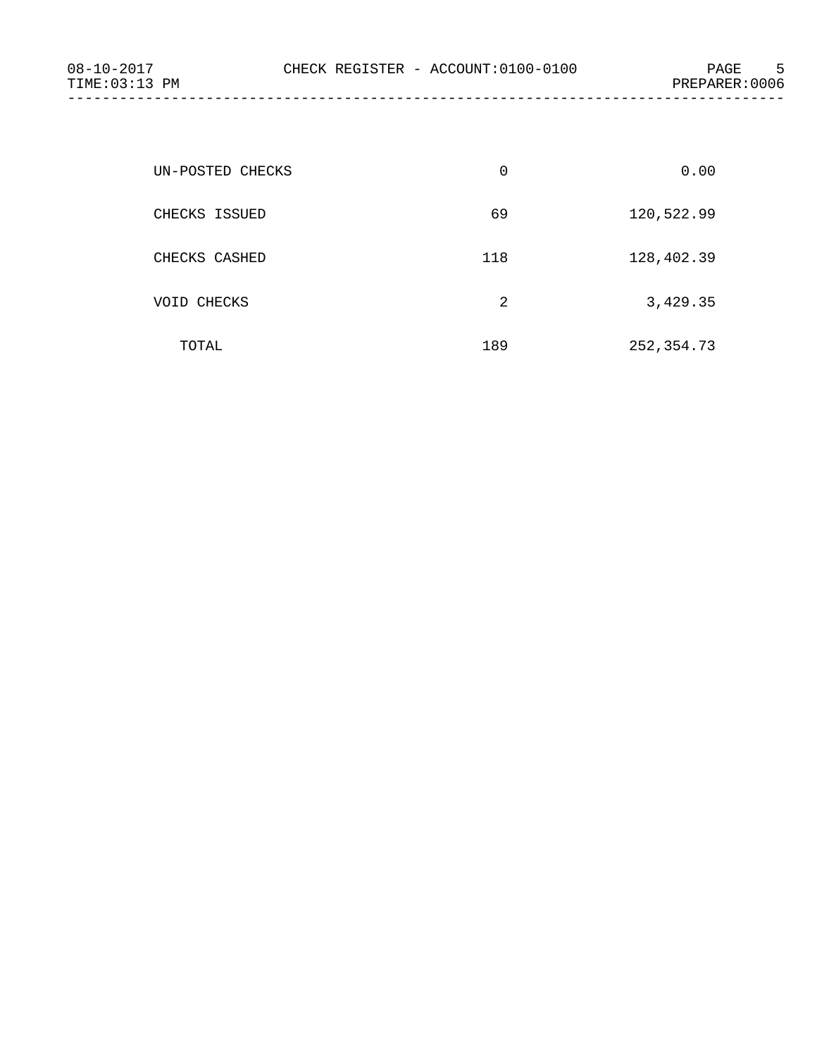| | | |
|---|---|---|
| UN-POSTED CHECKS | 0 | 0.00 |
| CHECKS ISSUED | 69 | 120,522.99 |
| CHECKS CASHED | 118 | 128,402.39 |
| VOID CHECKS | 2 | 3,429.35 |
| TOTAL | 189 | 252,354.73 |